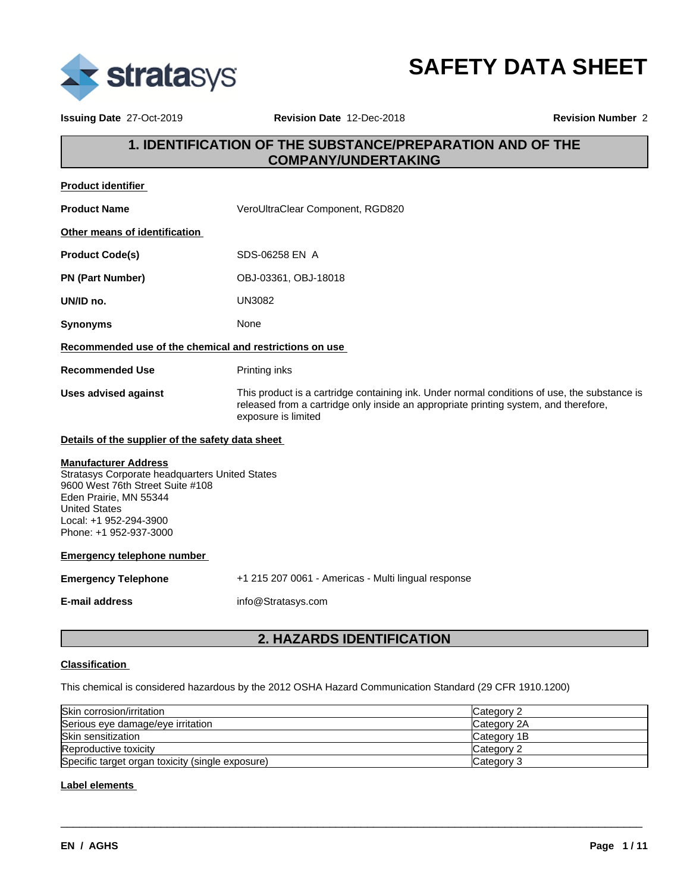# SAFETY DATA SHEET

**Issuing Date** 27-Oct-2019 **Revision Date** 12-Dec-2018 **Revision Number** 2

## 1. IDENTIFICATION OF THE SUBSTANCE/PREPARATION AND OF THE COMPANY/UNDERTAKING

**Product identifier**

**Product Name** VeroUltraClear Component, RGD820

**Other means of identification**

**Product Code(s)** SDS-06258 EN A

**PN (Part Number)** OBJ-03361, OBJ-18018

**UN/ID no.** UN3082

**Synonyms** None

**Recommended use of the chemical and restrictions on use**

**Recommended Use** Printing inks

**Uses advised against** This product is a cartridge containing ink. Under normal conditions of use, the substance is released from a cartridge only inside an appropriate printing system, and therefore, exposure is limited

**Details of the supplier of the safety data sheet**

**Manufacturer Address**
Stratasys Corporate headquarters United States
9600 West 76th Street Suite #108
Eden Prairie, MN 55344
United States
Local: +1 952-294-3900
Phone: +1 952-937-3000

**Emergency telephone number**

**Emergency Telephone** +1 215 207 0061 - Americas - Multi lingual response

**E-mail address** info@Stratasys.com

## 2. HAZARDS IDENTIFICATION

**Classification**

This chemical is considered hazardous by the 2012 OSHA Hazard Communication Standard (29 CFR 1910.1200)

| Hazard | Category |
|---|---|
| Skin corrosion/irritation | Category 2 |
| Serious eye damage/eye irritation | Category 2A |
| Skin sensitization | Category 1B |
| Reproductive toxicity | Category 2 |
| Specific target organ toxicity (single exposure) | Category 3 |

**Label elements**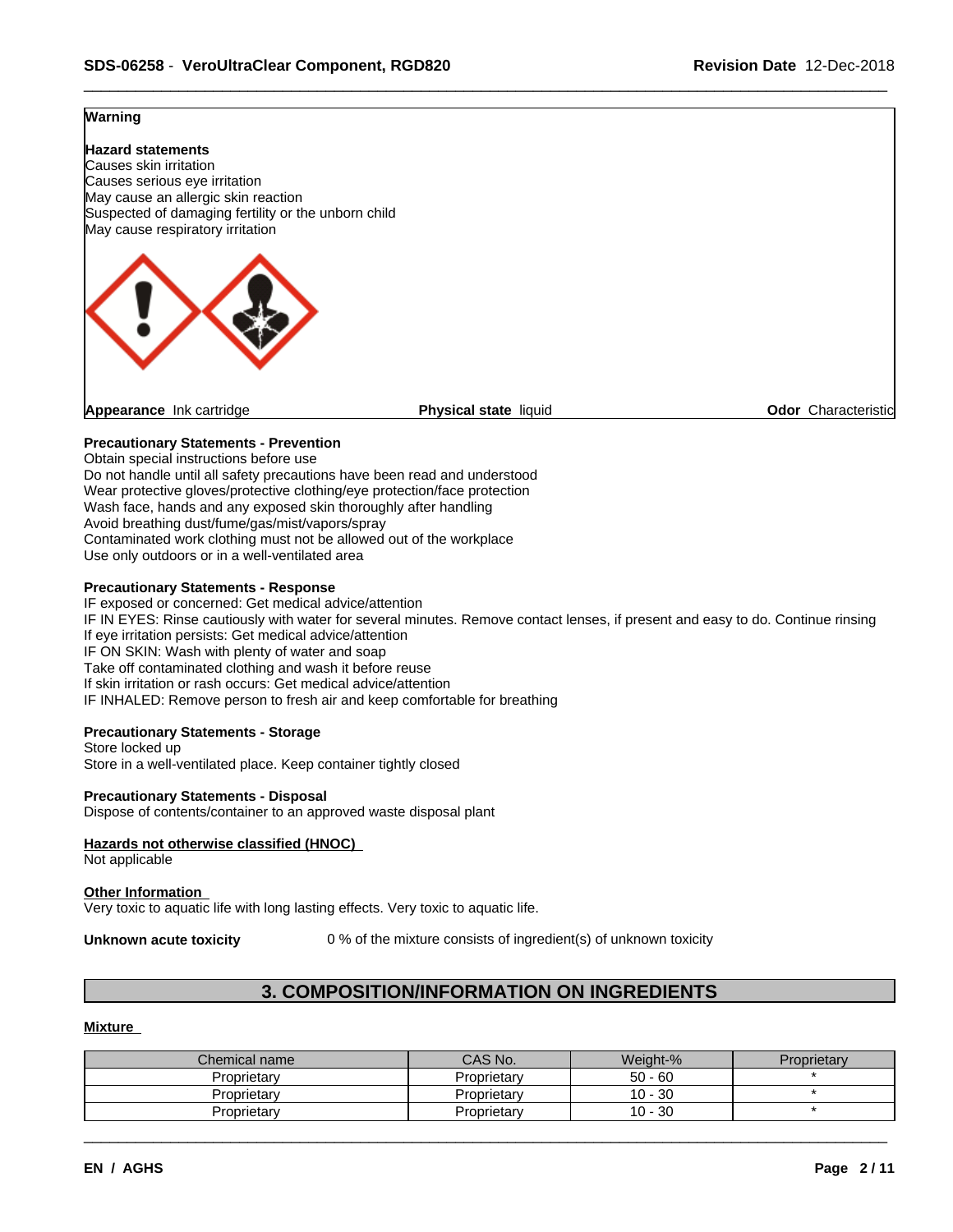**Warning**

**Hazard statements**
Causes skin irritation
Causes serious eye irritation
May cause an allergic skin reaction
Suspected of damaging fertility or the unborn child
May cause respiratory irritation

**Appearance** Ink cartridge **Physical state** liquid **Odor** Characteristic

**Precautionary Statements - Prevention**
Obtain special instructions before use
Do not handle until all safety precautions have been read and understood
Wear protective gloves/protective clothing/eye protection/face protection
Wash face, hands and any exposed skin thoroughly after handling
Avoid breathing dust/fume/gas/mist/vapors/spray
Contaminated work clothing must not be allowed out of the workplace
Use only outdoors or in a well-ventilated area

**Precautionary Statements - Response**
IF exposed or concerned: Get medical advice/attention
IF IN EYES: Rinse cautiously with water for several minutes. Remove contact lenses, if present and easy to do. Continue rinsing
If eye irritation persists: Get medical advice/attention
IF ON SKIN: Wash with plenty of water and soap
Take off contaminated clothing and wash it before reuse
If skin irritation or rash occurs: Get medical advice/attention
IF INHALED: Remove person to fresh air and keep comfortable for breathing

**Precautionary Statements - Storage**
Store locked up
Store in a well-ventilated place. Keep container tightly closed

**Precautionary Statements - Disposal**
Dispose of contents/container to an approved waste disposal plant

**Hazards not otherwise classified (HNOC)**
Not applicable

**Other Information**
Very toxic to aquatic life with long lasting effects. Very toxic to aquatic life.

**Unknown acute toxicity** 0 % of the mixture consists of ingredient(s) of unknown toxicity

## 3. COMPOSITION/INFORMATION ON INGREDIENTS

**Mixture**

| Chemical name | CAS No. | Weight-% | Proprietary |
|---|---|---|---|
| Proprietary | Proprietary | 50 - 60 | * |
| Proprietary | Proprietary | 10 - 30 | * |
| Proprietary | Proprietary | 10 - 30 | * |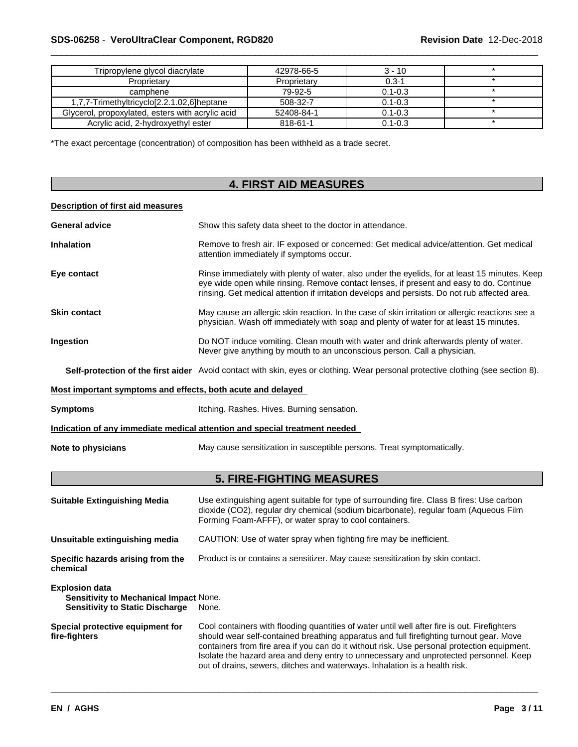| Tripropylene glycol diacrylate | 42978-66-5 | 3 - 10 | * |
|---|---|---|---|
| Proprietary | Proprietary | 0.3-1 | * |
| camphene | 79-92-5 | 0.1-0.3 | * |
| 1,7,7-Trimethyltricyclo[2.2.1.02,6]heptane | 508-32-7 | 0.1-0.3 | * |
| Glycerol, propoxylated, esters with acrylic acid | 52408-84-1 | 0.1-0.3 | * |
| Acrylic acid, 2-hydroxyethyl ester | 818-61-1 | 0.1-0.3 | * |

*The exact percentage (concentration) of composition has been withheld as a trade secret.

## 4. FIRST AID MEASURES

**Description of first aid measures**

**General advice**
Show this safety data sheet to the doctor in attendance.

**Inhalation**
Remove to fresh air. IF exposed or concerned: Get medical advice/attention. Get medical attention immediately if symptoms occur.

**Eye contact**
Rinse immediately with plenty of water, also under the eyelids, for at least 15 minutes. Keep eye wide open while rinsing. Remove contact lenses, if present and easy to do. Continue rinsing. Get medical attention if irritation develops and persists. Do not rub affected area.

**Skin contact**
May cause an allergic skin reaction. In the case of skin irritation or allergic reactions see a physician. Wash off immediately with soap and plenty of water for at least 15 minutes.

**Ingestion**
Do NOT induce vomiting. Clean mouth with water and drink afterwards plenty of water. Never give anything by mouth to an unconscious person. Call a physician.

**Self-protection of the first aider**
Avoid contact with skin, eyes or clothing. Wear personal protective clothing (see section 8).

**Most important symptoms and effects, both acute and delayed**

**Symptoms**
Itching. Rashes. Hives. Burning sensation.

**Indication of any immediate medical attention and special treatment needed**

**Note to physicians**
May cause sensitization in susceptible persons. Treat symptomatically.

## 5. FIRE-FIGHTING MEASURES

**Suitable Extinguishing Media**
Use extinguishing agent suitable for type of surrounding fire. Class B fires: Use carbon dioxide ($CO_2$), regular dry chemical (sodium bicarbonate), regular foam (Aqueous Film Forming Foam-AFFF), or water spray to cool containers.

**Unsuitable extinguishing media**
CAUTION: Use of water spray when fighting fire may be inefficient.

**Specific hazards arising from the chemical**
Product is or contains a sensitizer. May cause sensitization by skin contact.

**Explosion data**
**Sensitivity to Mechanical Impact** None.
**Sensitivity to Static Discharge** None.

**Special protective equipment for fire-fighters**
Cool containers with flooding quantities of water until well after fire is out. Firefighters should wear self-contained breathing apparatus and full firefighting turnout gear. Move containers from fire area if you can do it without risk. Use personal protection equipment. Isolate the hazard area and deny entry to unnecessary and unprotected personnel. Keep out of drains, sewers, ditches and waterways. Inhalation is a health risk.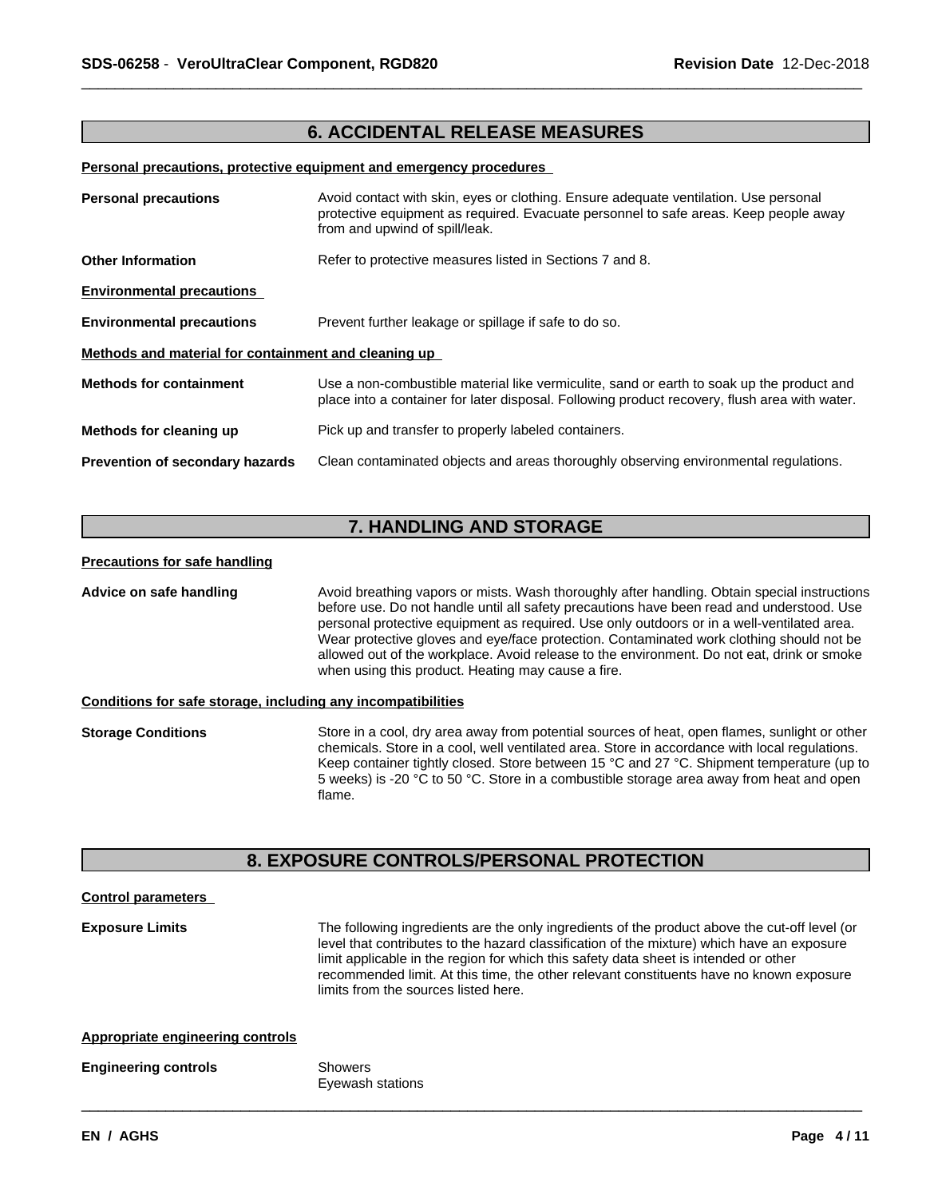## 6. ACCIDENTAL RELEASE MEASURES

**Personal precautions, protective equipment and emergency procedures**

**Personal precautions** Avoid contact with skin, eyes or clothing. Ensure adequate ventilation. Use personal protective equipment as required. Evacuate personnel to safe areas. Keep people away from and upwind of spill/leak.

**Other Information** Refer to protective measures listed in Sections 7 and 8.

**Environmental precautions**

**Environmental precautions** Prevent further leakage or spillage if safe to do so.

**Methods and material for containment and cleaning up**

**Methods for containment** Use a non-combustible material like vermiculite, sand or earth to soak up the product and place into a container for later disposal. Following product recovery, flush area with water.

**Methods for cleaning up** Pick up and transfer to properly labeled containers.

**Prevention of secondary hazards** Clean contaminated objects and areas thoroughly observing environmental regulations.

## 7. HANDLING AND STORAGE

**Precautions for safe handling**

**Advice on safe handling** Avoid breathing vapors or mists. Wash thoroughly after handling. Obtain special instructions before use. Do not handle until all safety precautions have been read and understood. Use personal protective equipment as required. Use only outdoors or in a well-ventilated area. Wear protective gloves and eye/face protection. Contaminated work clothing should not be allowed out of the workplace. Avoid release to the environment. Do not eat, drink or smoke when using this product. Heating may cause a fire.

**Conditions for safe storage, including any incompatibilities**

**Storage Conditions** Store in a cool, dry area away from potential sources of heat, open flames, sunlight or other chemicals. Store in a cool, well ventilated area. Store in accordance with local regulations. Keep container tightly closed. Store between 15 °C and 27 °C. Shipment temperature (up to 5 weeks) is -20 °C to 50 °C. Store in a combustible storage area away from heat and open flame.

## 8. EXPOSURE CONTROLS/PERSONAL PROTECTION

**Control parameters**

**Exposure Limits** The following ingredients are the only ingredients of the product above the cut-off level (or level that contributes to the hazard classification of the mixture) which have an exposure limit applicable in the region for which this safety data sheet is intended or other recommended limit. At this time, the other relevant constituents have no known exposure limits from the sources listed here.

**Appropriate engineering controls**

**Engineering controls** Showers
Eyewash stations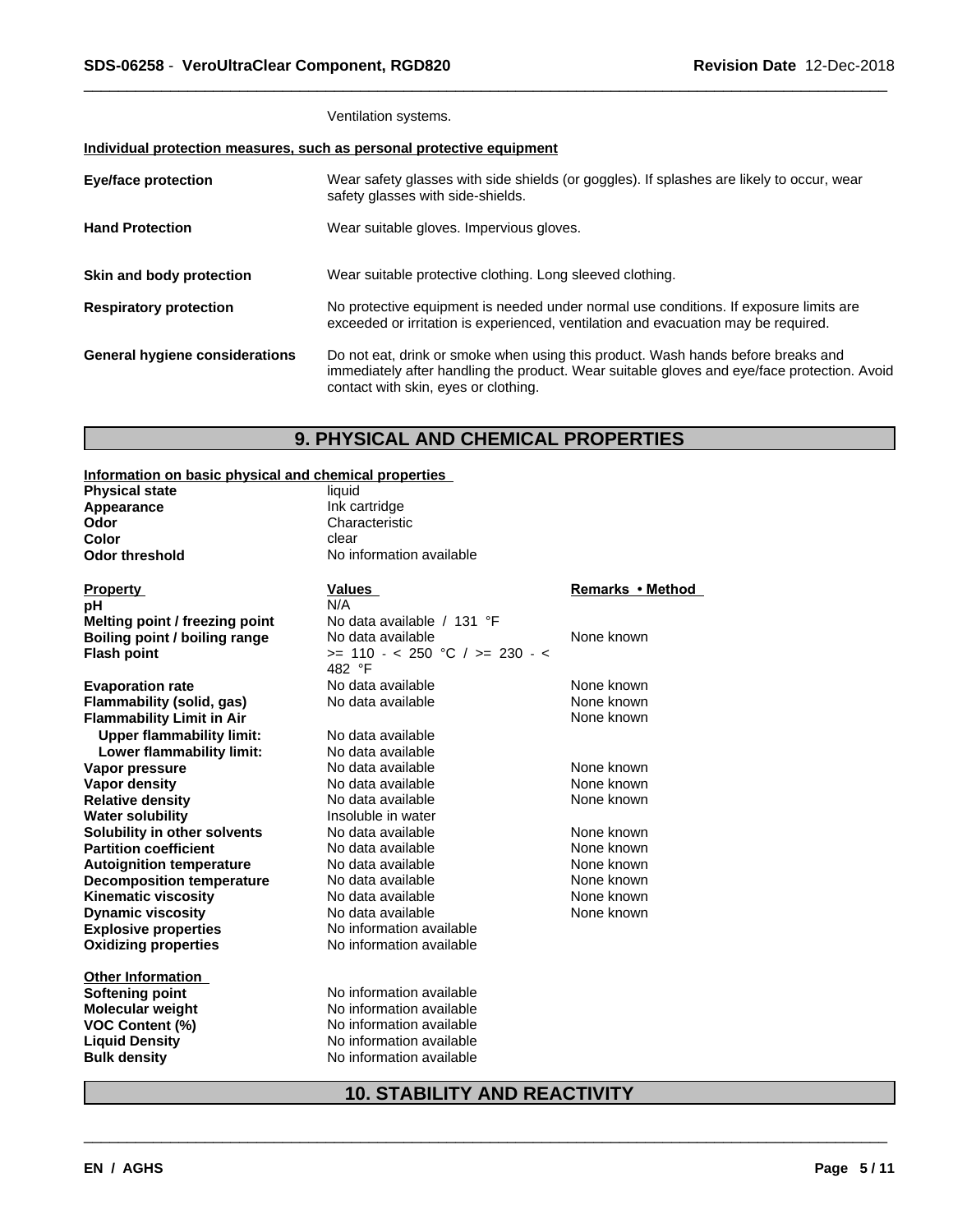Ventilation systems.

**Individual protection measures, such as personal protective equipment**

| | |
|---|---|
| **Eye/face protection** | Wear safety glasses with side shields (or goggles). If splashes are likely to occur, wear safety glasses with side-shields. |
| **Hand Protection** | Wear suitable gloves. Impervious gloves. |
| **Skin and body protection** | Wear suitable protective clothing. Long sleeved clothing. |
| **Respiratory protection** | No protective equipment is needed under normal use conditions. If exposure limits are exceeded or irritation is experienced, ventilation and evacuation may be required. |
| **General hygiene considerations** | Do not eat, drink or smoke when using this product. Wash hands before breaks and immediately after handling the product. Wear suitable gloves and eye/face protection. Avoid contact with skin, eyes or clothing. |

# 9. PHYSICAL AND CHEMICAL PROPERTIES

**Information on basic physical and chemical properties**

| | |
|---|---|
| **Physical state** | liquid |
| **Appearance** | Ink cartridge |
| **Odor** | Characteristic |
| **Color** | clear |
| **Odor threshold** | No information available |

| Property | Values | Remarks • Method |
|---|---|---|
| **pH** | N/A | |
| **Melting point / freezing point** | No data available / 131 °F | |
| **Boiling point / boiling range** | No data available | None known |
| **Flash point** | >= 110 - < 250 °C / >= 230 - < 482 °F | |
| **Evaporation rate** | No data available | None known |
| **Flammability (solid, gas)** | No data available | None known |
| **Flammability Limit in Air** | | None known |
| **Upper flammability limit:** | No data available | |
| **Lower flammability limit:** | No data available | |
| **Vapor pressure** | No data available | None known |
| **Vapor density** | No data available | None known |
| **Relative density** | No data available | None known |
| **Water solubility** | Insoluble in water | |
| **Solubility in other solvents** | No data available | None known |
| **Partition coefficient** | No data available | None known |
| **Autoignition temperature** | No data available | None known |
| **Decomposition temperature** | No data available | None known |
| **Kinematic viscosity** | No data available | None known |
| **Dynamic viscosity** | No data available | None known |
| **Explosive properties** | No information available | |
| **Oxidizing properties** | No information available | |

**Other Information**

| | |
|---|---|
| **Softening point** | No information available |
| **Molecular weight** | No information available |
| **VOC Content (%)** | No information available |
| **Liquid Density** | No information available |
| **Bulk density** | No information available |

# 10. STABILITY AND REACTIVITY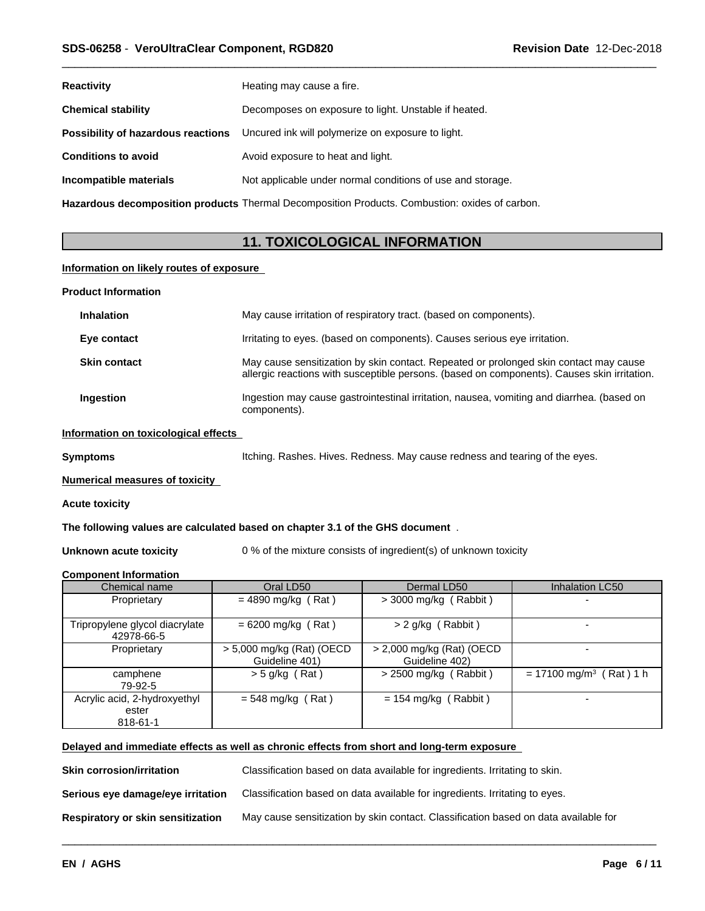| | |
|---|---|
| **Reactivity** | Heating may cause a fire. |
| **Chemical stability** | Decomposes on exposure to light. Unstable if heated. |
| **Possibility of hazardous reactions** | Uncured ink will polymerize on exposure to light. |
| **Conditions to avoid** | Avoid exposure to heat and light. |
| **Incompatible materials** | Not applicable under normal conditions of use and storage. |
| **Hazardous decomposition products** | Thermal Decomposition Products. Combustion: oxides of carbon. |

## 11. TOXICOLOGICAL INFORMATION

**Information on likely routes of exposure**

**Product Information**

| | |
|---|---|
| **Inhalation** | May cause irritation of respiratory tract. (based on components). |
| **Eye contact** | Irritating to eyes. (based on components). Causes serious eye irritation. |
| **Skin contact** | May cause sensitization by skin contact. Repeated or prolonged skin contact may cause allergic reactions with susceptible persons. (based on components). Causes skin irritation. |
| **Ingestion** | Ingestion may cause gastrointestinal irritation, nausea, vomiting and diarrhea. (based on components). |

**Information on toxicological effects**

**Symptoms** Itching. Rashes. Hives. Redness. May cause redness and tearing of the eyes.

**Numerical measures of toxicity**

**Acute toxicity**

**The following values are calculated based on chapter 3.1 of the GHS document** .

**Unknown acute toxicity** 0 % of the mixture consists of ingredient(s) of unknown toxicity

**Component Information**

| Chemical name | Oral LD50 | Dermal LD50 | Inhalation LC50 |
|---|---|---|---|
| Proprietary | = 4890 mg/kg ( Rat ) | > 3000 mg/kg ( Rabbit ) | - |
| Tripropylene glycol diacrylate 42978-66-5 | = 6200 mg/kg ( Rat ) | > 2 g/kg ( Rabbit ) | - |
| Proprietary | > 5,000 mg/kg (Rat) (OECD Guideline 401) | > 2,000 mg/kg (Rat) (OECD Guideline 402) | - |
| camphene 79-92-5 | > 5 g/kg ( Rat ) | > 2500 mg/kg ( Rabbit ) | = 17100 mg/m³ ( Rat ) 1 h |
| Acrylic acid, 2-hydroxyethyl ester 818-61-1 | = 548 mg/kg ( Rat ) | = 154 mg/kg ( Rabbit ) | - |

**Delayed and immediate effects as well as chronic effects from short and long-term exposure**

| | |
|---|---|
| **Skin corrosion/irritation** | Classification based on data available for ingredients. Irritating to skin. |
| **Serious eye damage/eye irritation** | Classification based on data available for ingredients. Irritating to eyes. |
| **Respiratory or skin sensitization** | May cause sensitization by skin contact. Classification based on data available for |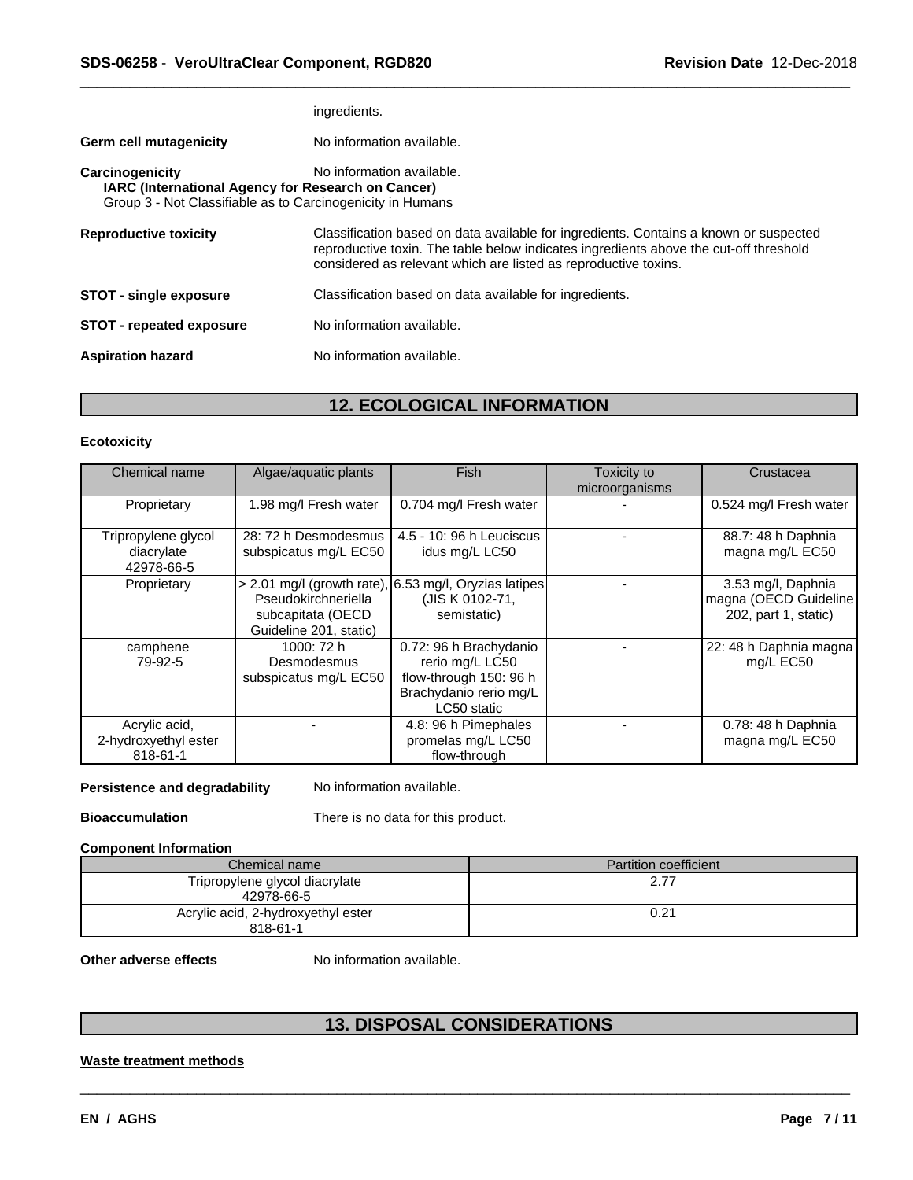ingredients.

**Germ cell mutagenicity** No information available.

**Carcinogenicity** No information available.

**IARC (International Agency for Research on Cancer)**
Group 3 - Not Classifiable as to Carcinogenicity in Humans

**Reproductive toxicity** Classification based on data available for ingredients. Contains a known or suspected reproductive toxin. The table below indicates ingredients above the cut-off threshold considered as relevant which are listed as reproductive toxins.

**STOT - single exposure** Classification based on data available for ingredients.

**STOT - repeated exposure** No information available.

**Aspiration hazard** No information available.

## 12. ECOLOGICAL INFORMATION

**Ecotoxicity**

| Chemical name | Algae/aquatic plants | Fish | Toxicity to microorganisms | Crustacea |
|---|---|---|---|---|
| Proprietary | 1.98 mg/l Fresh water | 0.704 mg/l Fresh water | - | 0.524 mg/l Fresh water |
| Tripropylene glycol diacrylate 42978-66-5 | 28: 72 h Desmodesmus subspicatus mg/L EC50 | 4.5 - 10: 96 h Leuciscus idus mg/L LC50 | - | 88.7: 48 h Daphnia magna mg/L EC50 |
| Proprietary | > 2.01 mg/l (growth rate), Pseudokirchneriella subcapitata (OECD Guideline 201, static) | 6.53 mg/l, Oryzias latipes (JIS K 0102-71, semistatic) | - | 3.53 mg/l, Daphnia magna (OECD Guideline 202, part 1, static) |
| camphene 79-92-5 | 1000: 72 h Desmodesmus subspicatus mg/L EC50 | 0.72: 96 h Brachydanio rerio mg/L LC50 flow-through 150: 96 h Brachydanio rerio mg/L LC50 static | - | 22: 48 h Daphnia magna mg/L EC50 |
| Acrylic acid, 2-hydroxyethyl ester 818-61-1 | - | 4.8: 96 h Pimephales promelas mg/L LC50 flow-through | - | 0.78: 48 h Daphnia magna mg/L EC50 |

**Persistence and degradability** No information available.

**Bioaccumulation** There is no data for this product.

**Component Information**

| Chemical name | Partition coefficient |
|---|---|
| Tripropylene glycol diacrylate 42978-66-5 | 2.77 |
| Acrylic acid, 2-hydroxyethyl ester 818-61-1 | 0.21 |

**Other adverse effects** No information available.

## 13. DISPOSAL CONSIDERATIONS

**Waste treatment methods**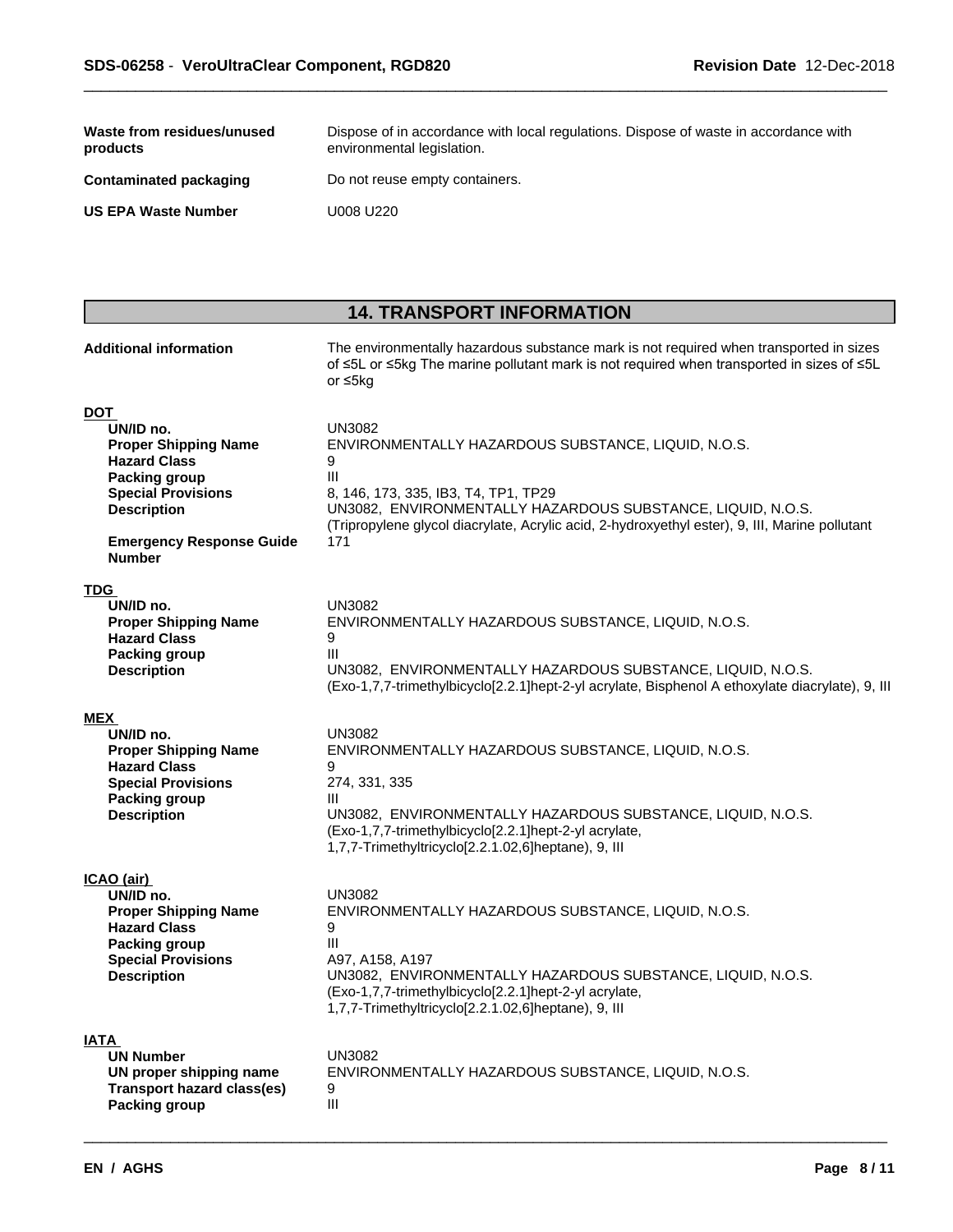| | |
|---|---|
| **Waste from residues/unused products** | Dispose of in accordance with local regulations. Dispose of waste in accordance with environmental legislation. |
| **Contaminated packaging** | Do not reuse empty containers. |
| **US EPA Waste Number** | U008 U220 |

## 14. TRANSPORT INFORMATION

| | |
|---|---|
| **Additional information** | The environmentally hazardous substance mark is not required when transported in sizes of ≤5L or ≤5kg The marine pollutant mark is not required when transported in sizes of ≤5L or ≤5kg |

**DOT**

| | |
|---|---|
| **UN/ID no.** | UN3082 |
| **Proper Shipping Name** | ENVIRONMENTALLY HAZARDOUS SUBSTANCE, LIQUID, N.O.S. |
| **Hazard Class** | 9 |
| **Packing group** | III |
| **Special Provisions** | 8, 146, 173, 335, IB3, T4, TP1, TP29 |
| **Description** | UN3082, ENVIRONMENTALLY HAZARDOUS SUBSTANCE, LIQUID, N.O.S. (Tripropylene glycol diacrylate, Acrylic acid, 2-hydroxyethyl ester), 9, III, Marine pollutant |
| **Emergency Response Guide Number** | 171 |

**TDG**

| | |
|---|---|
| **UN/ID no.** | UN3082 |
| **Proper Shipping Name** | ENVIRONMENTALLY HAZARDOUS SUBSTANCE, LIQUID, N.O.S. |
| **Hazard Class** | 9 |
| **Packing group** | III |
| **Description** | UN3082, ENVIRONMENTALLY HAZARDOUS SUBSTANCE, LIQUID, N.O.S. (Exo-1,7,7-trimethylbicyclo[2.2.1]hept-2-yl acrylate, Bisphenol A ethoxylate diacrylate), 9, III |

**MEX**

| | |
|---|---|
| **UN/ID no.** | UN3082 |
| **Proper Shipping Name** | ENVIRONMENTALLY HAZARDOUS SUBSTANCE, LIQUID, N.O.S. |
| **Hazard Class** | 9 |
| **Special Provisions** | 274, 331, 335 |
| **Packing group** | III |
| **Description** | UN3082, ENVIRONMENTALLY HAZARDOUS SUBSTANCE, LIQUID, N.O.S. (Exo-1,7,7-trimethylbicyclo[2.2.1]hept-2-yl acrylate, 1,7,7-Trimethyltricyclo[2.2.1.02,6]heptane), 9, III |

**ICAO (air)**

| | |
|---|---|
| **UN/ID no.** | UN3082 |
| **Proper Shipping Name** | ENVIRONMENTALLY HAZARDOUS SUBSTANCE, LIQUID, N.O.S. |
| **Hazard Class** | 9 |
| **Packing group** | III |
| **Special Provisions** | A97, A158, A197 |
| **Description** | UN3082, ENVIRONMENTALLY HAZARDOUS SUBSTANCE, LIQUID, N.O.S. (Exo-1,7,7-trimethylbicyclo[2.2.1]hept-2-yl acrylate, 1,7,7-Trimethyltricyclo[2.2.1.02,6]heptane), 9, III |

**IATA**

| | |
|---|---|
| **UN Number** | UN3082 |
| **UN proper shipping name** | ENVIRONMENTALLY HAZARDOUS SUBSTANCE, LIQUID, N.O.S. |
| **Transport hazard class(es)** | 9 |
| **Packing group** | III |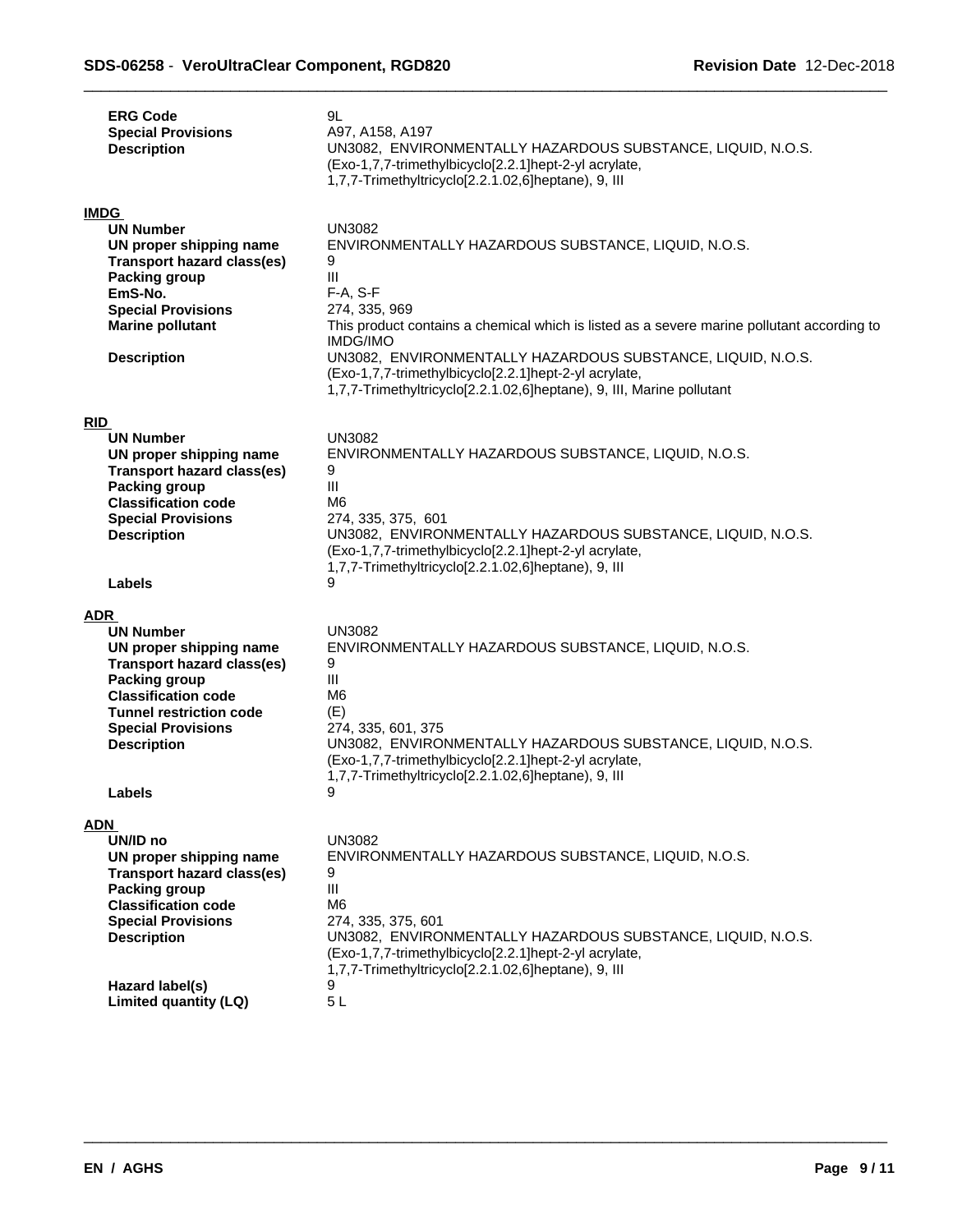| | |
|---|---|
| **ERG Code** | 9L |
| **Special Provisions** | A97, A158, A197 |
| **Description** | UN3082, ENVIRONMENTALLY HAZARDOUS SUBSTANCE, LIQUID, N.O.S. (Exo-1,7,7-trimethylbicyclo[2.2.1]hept-2-yl acrylate, 1,7,7-Trimethyltricyclo[2.2.1.02,6]heptane), 9, III |

## IMDG

| | |
|---|---|
| **UN Number** | UN3082 |
| **UN proper shipping name** | ENVIRONMENTALLY HAZARDOUS SUBSTANCE, LIQUID, N.O.S. |
| **Transport hazard class(es)** | 9 |
| **Packing group** | III |
| **EmS-No.** | F-A, S-F |
| **Special Provisions** | 274, 335, 969 |
| **Marine pollutant** | This product contains a chemical which is listed as a severe marine pollutant according to IMDG/IMO |
| **Description** | UN3082, ENVIRONMENTALLY HAZARDOUS SUBSTANCE, LIQUID, N.O.S. (Exo-1,7,7-trimethylbicyclo[2.2.1]hept-2-yl acrylate, 1,7,7-Trimethyltricyclo[2.2.1.02,6]heptane), 9, III, Marine pollutant |

## RID

| | |
|---|---|
| **UN Number** | UN3082 |
| **UN proper shipping name** | ENVIRONMENTALLY HAZARDOUS SUBSTANCE, LIQUID, N.O.S. |
| **Transport hazard class(es)** | 9 |
| **Packing group** | III |
| **Classification code** | M6 |
| **Special Provisions** | 274, 335, 375, 601 |
| **Description** | UN3082, ENVIRONMENTALLY HAZARDOUS SUBSTANCE, LIQUID, N.O.S. (Exo-1,7,7-trimethylbicyclo[2.2.1]hept-2-yl acrylate, 1,7,7-Trimethyltricyclo[2.2.1.02,6]heptane), 9, III |
| **Labels** | 9 |

## ADR

| | |
|---|---|
| **UN Number** | UN3082 |
| **UN proper shipping name** | ENVIRONMENTALLY HAZARDOUS SUBSTANCE, LIQUID, N.O.S. |
| **Transport hazard class(es)** | 9 |
| **Packing group** | III |
| **Classification code** | M6 |
| **Tunnel restriction code** | (E) |
| **Special Provisions** | 274, 335, 601, 375 |
| **Description** | UN3082, ENVIRONMENTALLY HAZARDOUS SUBSTANCE, LIQUID, N.O.S. (Exo-1,7,7-trimethylbicyclo[2.2.1]hept-2-yl acrylate, 1,7,7-Trimethyltricyclo[2.2.1.02,6]heptane), 9, III |
| **Labels** | 9 |

## ADN

| | |
|---|---|
| **UN/ID no** | UN3082 |
| **UN proper shipping name** | ENVIRONMENTALLY HAZARDOUS SUBSTANCE, LIQUID, N.O.S. |
| **Transport hazard class(es)** | 9 |
| **Packing group** | III |
| **Classification code** | M6 |
| **Special Provisions** | 274, 335, 375, 601 |
| **Description** | UN3082, ENVIRONMENTALLY HAZARDOUS SUBSTANCE, LIQUID, N.O.S. (Exo-1,7,7-trimethylbicyclo[2.2.1]hept-2-yl acrylate, 1,7,7-Trimethyltricyclo[2.2.1.02,6]heptane), 9, III |
| **Hazard label(s)** | 9 |
| **Limited quantity (LQ)** | 5 L |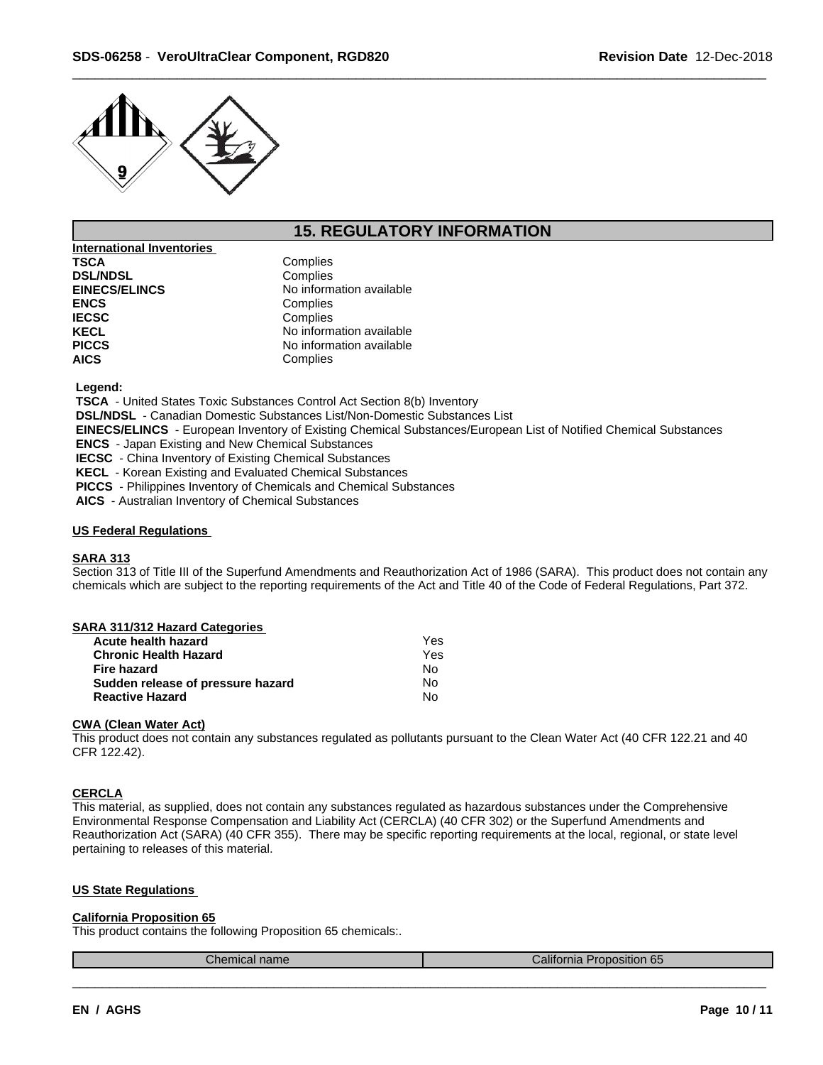## 15. REGULATORY INFORMATION

**International Inventories**

| | |
|---|---|
| **TSCA** | Complies |
| **DSL/NDSL** | Complies |
| **EINECS/ELINCS** | No information available |
| **ENCS** | Complies |
| **IECSC** | Complies |
| **KECL** | No information available |
| **PICCS** | No information available |
| **AICS** | Complies |

**Legend:**

**TSCA** - United States Toxic Substances Control Act Section 8(b) Inventory
**DSL/NDSL** - Canadian Domestic Substances List/Non-Domestic Substances List
**EINECS/ELINCS** - European Inventory of Existing Chemical Substances/European List of Notified Chemical Substances
**ENCS** - Japan Existing and New Chemical Substances
**IECSC** - China Inventory of Existing Chemical Substances
**KECL** - Korean Existing and Evaluated Chemical Substances
**PICCS** - Philippines Inventory of Chemicals and Chemical Substances
**AICS** - Australian Inventory of Chemical Substances

**US Federal Regulations**

**SARA 313**

Section 313 of Title III of the Superfund Amendments and Reauthorization Act of 1986 (SARA). This product does not contain any chemicals which are subject to the reporting requirements of the Act and Title 40 of the Code of Federal Regulations, Part 372.

**SARA 311/312 Hazard Categories**

| | |
|---|---|
| **Acute health hazard** | Yes |
| **Chronic Health Hazard** | Yes |
| **Fire hazard** | No |
| **Sudden release of pressure hazard** | No |
| **Reactive Hazard** | No |

**CWA (Clean Water Act)**

This product does not contain any substances regulated as pollutants pursuant to the Clean Water Act (40 CFR 122.21 and 40 CFR 122.42).

**CERCLA**

This material, as supplied, does not contain any substances regulated as hazardous substances under the Comprehensive Environmental Response Compensation and Liability Act (CERCLA) (40 CFR 302) or the Superfund Amendments and Reauthorization Act (SARA) (40 CFR 355). There may be specific reporting requirements at the local, regional, or state level pertaining to releases of this material.

**US State Regulations**

**California Proposition 65**

This product contains the following Proposition 65 chemicals:.

| Chemical name | California Proposition 65 |
|---|---|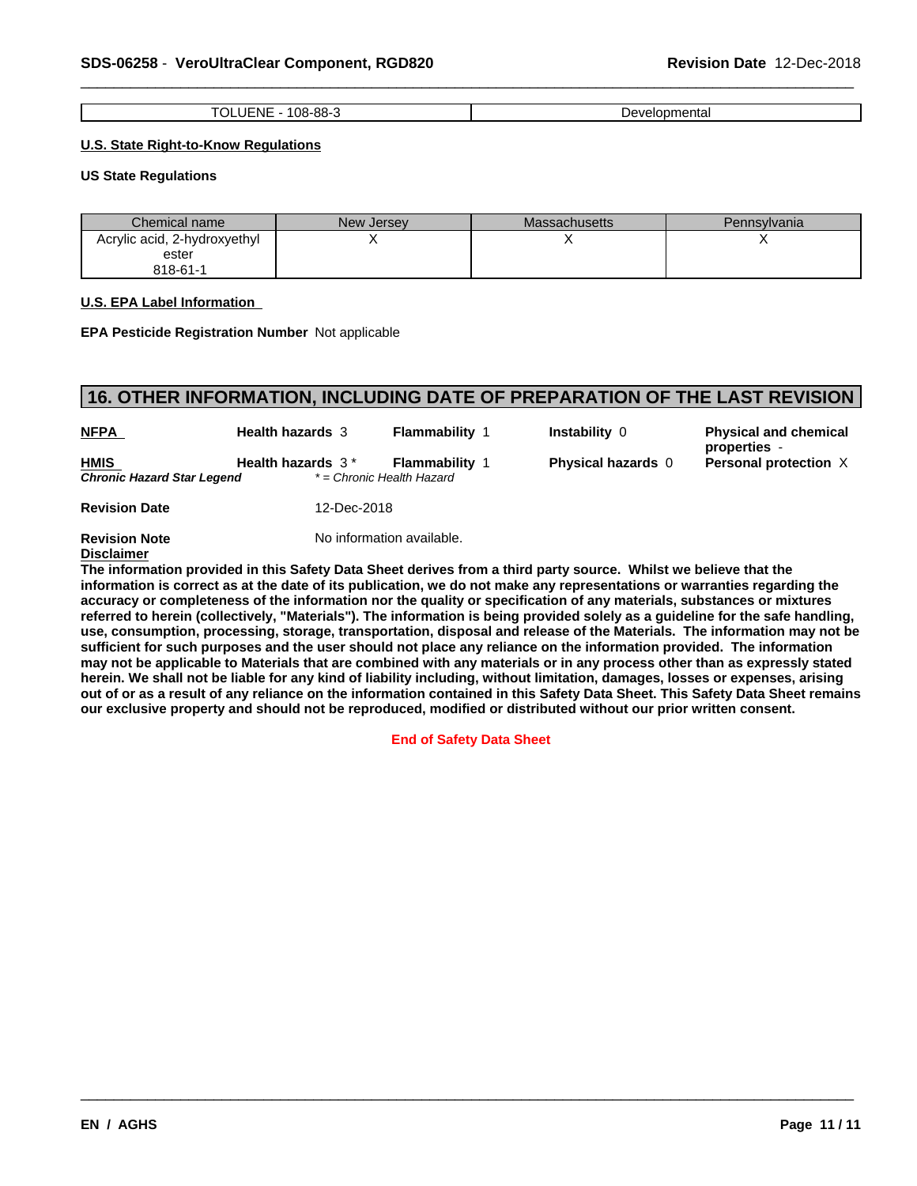| | |
|---|---|
| TOLUENE - 108-88-3 | Developmental |

**U.S. State Right-to-Know Regulations**

**US State Regulations**

| Chemical name | New Jersey | Massachusetts | Pennsylvania |
|---|---|---|---|
| Acrylic acid, 2-hydroxyethyl ester 818-61-1 | X | X | X |

**U.S. EPA Label Information**

**EPA Pesticide Registration Number** Not applicable

## 16. OTHER INFORMATION, INCLUDING DATE OF PREPARATION OF THE LAST REVISION

| | | | | |
|---|---|---|---|---|
| **NFPA** | **Health hazards** 3 | **Flammability** 1 | **Instability** 0 | **Physical and chemical properties** - |
| **HMIS** | **Health hazards** 3 * | **Flammability** 1 | **Physical hazards** 0 | **Personal protection** X |

***Chronic Hazard Star Legend*** *\* = Chronic Health Hazard*

**Revision Date** 12-Dec-2018

**Revision Note** No information available.

**Disclaimer**

**The information provided in this Safety Data Sheet derives from a third party source. Whilst we believe that the information is correct as at the date of its publication, we do not make any representations or warranties regarding the accuracy or completeness of the information nor the quality or specification of any materials, substances or mixtures referred to herein (collectively, "Materials"). The information is being provided solely as a guideline for the safe handling, use, consumption, processing, storage, transportation, disposal and release of the Materials. The information may not be sufficient for such purposes and the user should not place any reliance on the information provided. The information may not be applicable to Materials that are combined with any materials or in any process other than as expressly stated herein. We shall not be liable for any kind of liability including, without limitation, damages, losses or expenses, arising out of or as a result of any reliance on the information contained in this Safety Data Sheet. This Safety Data Sheet remains our exclusive property and should not be reproduced, modified or distributed without our prior written consent.**

**End of Safety Data Sheet**